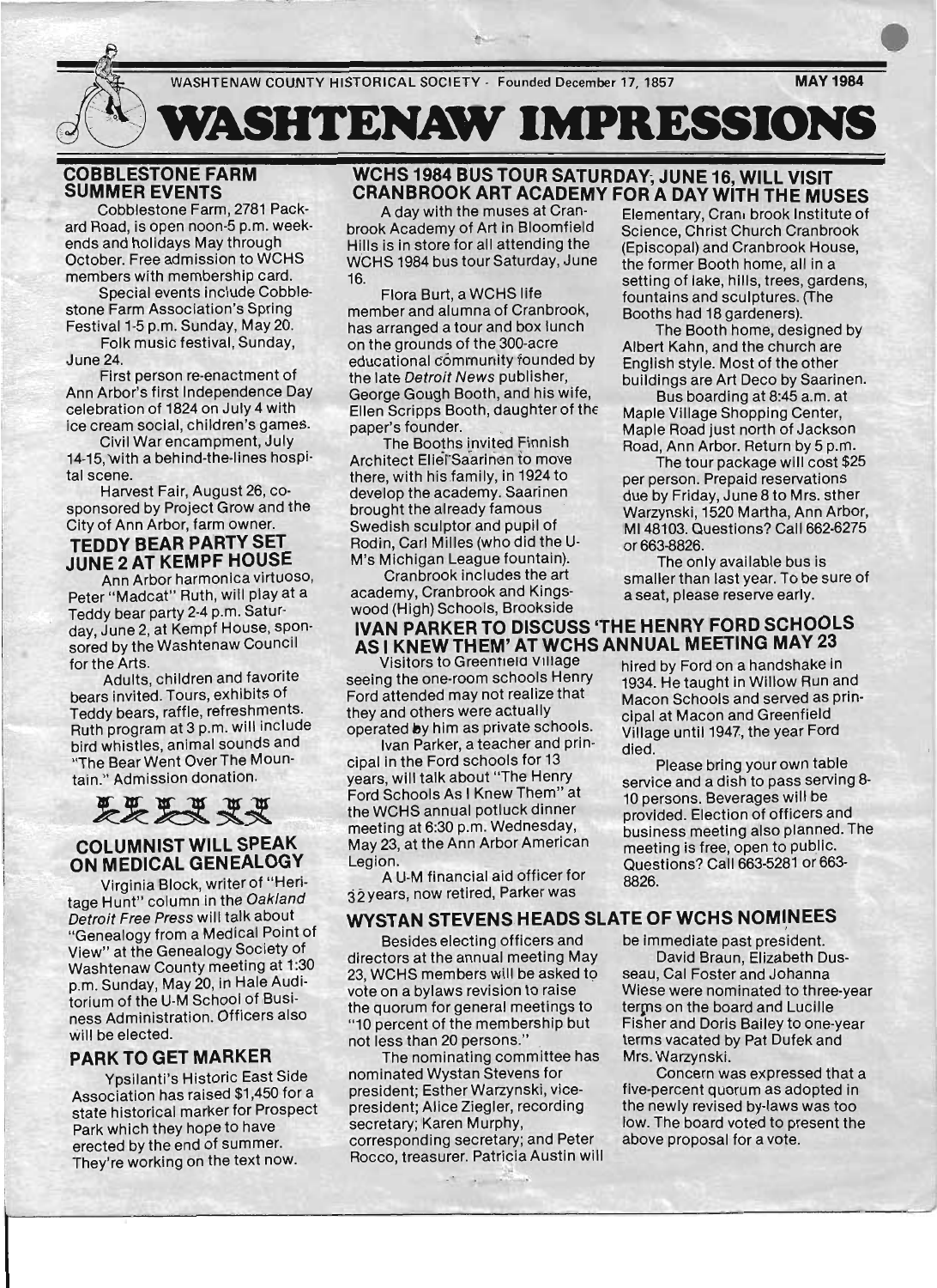WASHTENAW COUNTY HISTORICAL SOCIETY - Founded December 17, 1857 MAY 1984

# WASHTENAW IMPRESSIONS

## COBBLESTONE FARM SUMMER EVENTS

Cobblestone Farm, 2781 Packard Road, is open noon-5 p.m. weekends and holidays May through October. Free admission to WCHS members with membership card.

Special events include Cobblestone Farm Association's Spring Festival 1-5 p.m. Sunday, May 20.

Folk music festival, Sunday, June 24.

First person re-enactment of Ann Arbor's first Independence Day celebration of 1824 on July 4 with ice cream social, children's games.

Civil War encampment, July 14-15, with a behind-the-lines hospital scene.

Harvest Fair, August 26, co-sponsored by Project Grow and the City of Ann Arbor, farm owner.

## TEDDY BEAR PARTY SET JUNE 2 AT KEMPF HOUSE

Ann Arbor harmonica virtuoso, Peter "Madcat" Ruth, will play at a Teddy bear party 2-4 p.m. Saturday, June 2, at Kempf House, sponsored by the Washtenaw Council for the Arts.

Adults, children and favorite bears invited. Tours, exhibits of Teddy bears, raffle, refreshments. Ruth program at 3 p.m. will include bird whistles, animal sounds and "The Bear Went Over The Mountain." Admission donation.

## COLUMNIST WILL SPEAK ON MEDICAL GENEALOGY

Virginia Block, writer of "Heritage Hunt" column in the *Oakland Detroit Free Press* will talk about "Genealogy from a Medical Point of View" at the Genealogy Society of Washtenaw County meeting at 1:30 p.m. Sunday, May 20, in Hale Auditorium of the U-M School of Business Administration. Officers also will be elected.

## PARK TO GET MARKER

Ypsilanti's Historic East Side Association has raised $1,450 for a state historical marker for Prospect Park which they hope to have erected by the end of summer. They're working on the text now.

## WCHS 1984 BUS TOUR SATURDAY, JUNE 16, WILL VISIT CRANBROOK ART ACADEMY FOR A DAY WITH THE MUSES

A day with the muses at Cranbrook Academy of Art in Bloomfield Hills is in store for all attending the WCHS 1984 bus tour Saturday, June 16.

Flora Burt, a WCHS life member and alumna of Cranbrook, has arranged a tour and box lunch on the grounds of the 300-acre educational community founded by the late *Detroit News* publisher, George Gough Booth, and his wife, Ellen Scripps Booth, daughter of the paper's founder.

The Booths invited Finnish Architect Eliel Saarinen to move there, with his family, in 1924 to develop the academy. Saarinen brought the already famous Swedish sculptor and pupil of Rodin, Carl Milles (who did the U-M's Michigan League fountain).

Cranbrook includes the art academy, Cranbrook and Kingswood (High) Schools, Brookside Elementary, Cranbrook Institute of Science, Christ Church Cranbrook (Episcopal) and Cranbrook House, the former Booth home, all in a setting of lake, hills, trees, gardens, fountains and sculptures. (The Booths had 18 gardeners).

The Booth home, designed by Albert Kahn, and the church are English style. Most of the other buildings are Art Deco by Saarinen.

Bus boarding at 8:45 a.m. at Maple Village Shopping Center, Maple Road just north of Jackson Road, Ann Arbor. Return by 5 p.m.

The tour package will cost $25 per person. Prepaid reservations due by Friday, June 8 to Mrs. sther Warzynski, 1520 Martha, Ann Arbor, MI 48103. Questions? Call 662-6275 or 663-8826.

The only available bus is smaller than last year. To be sure of a seat, please reserve early.

## IVAN PARKER TO DISCUSS 'THE HENRY FORD SCHOOLS AS I KNEW THEM' AT WCHS ANNUAL MEETING MAY 23

Visitors to Greenfield Village seeing the one-room schools Henry Ford attended may not realize that they and others were actually operated by him as private schools.

Ivan Parker, a teacher and principal in the Ford schools for 13 years, will talk about "The Henry Ford Schools As I Knew Them" at the WCHS annual potluck dinner meeting at 6:30 p.m. Wednesday, May 23, at the Ann Arbor American Legion.

A U-M financial aid officer for 32 years, now retired, Parker was hired by Ford on a handshake in 1934. He taught in Willow Run and Macon Schools and served as principal at Macon and Greenfield Village until 1947, the year Ford died.

Please bring your own table service and a dish to pass serving 8-10 persons. Beverages will be provided. Election of officers and business meeting also planned. The meeting is free, open to public. Questions? Call 663-5281 or 663-8826.

## WYSTAN STEVENS HEADS SLATE OF WCHS NOMINEES

Besides electing officers and directors at the annual meeting May 23, WCHS members will be asked to vote on a bylaws revision to raise the quorum for general meetings to "10 percent of the membership but not less than 20 persons."

The nominating committee has nominated Wystan Stevens for president; Esther Warzynski, vice-president; Alice Ziegler, recording secretary; Karen Murphy, corresponding secretary; and Peter Rocco, treasurer. Patricia Austin will be immediate past president.

David Braun, Elizabeth Dusseau, Cal Foster and Johanna Wiese were nominated to three-year terms on the board and Lucille Fisher and Doris Bailey to one-year terms vacated by Pat Dufek and Mrs. Warzynski.

Concern was expressed that a five-percent quorum as adopted in the newly revised by-laws was too low. The board voted to present the above proposal for a vote.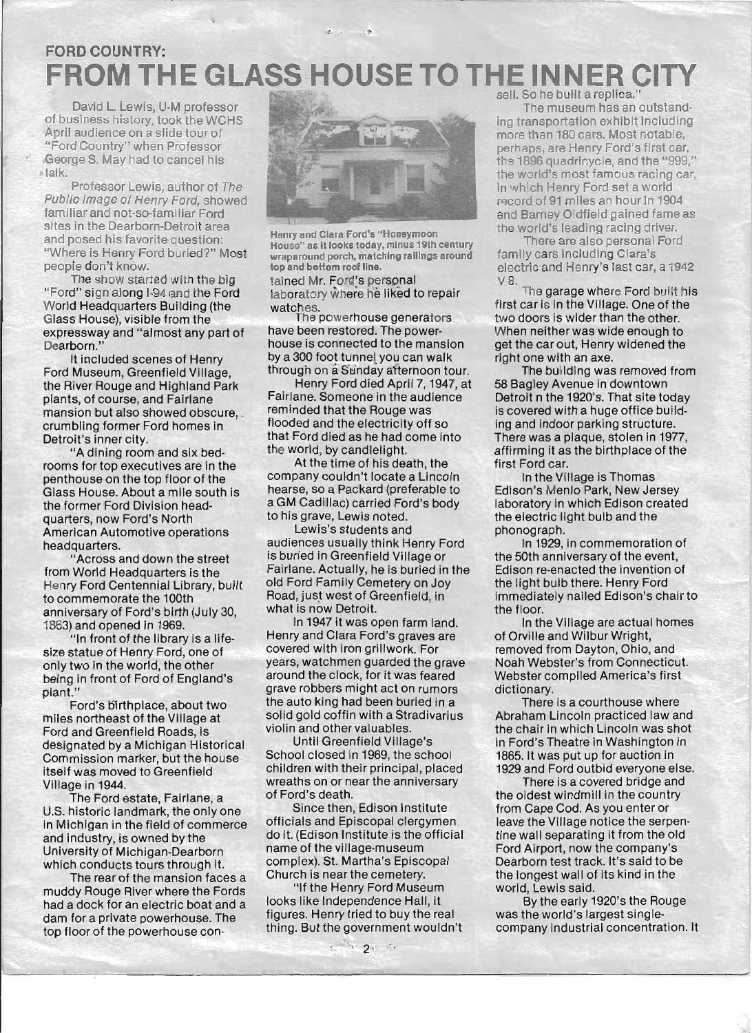**FORD COUNTRY:**

# FROM THE GLASS HOUSE TO THE INNER CITY

David L. Lewis, U-M professor of business history, took the WCHS April audience on a slide tour of "Ford Country" when Professor George S. May had to cancel his talk.

Professor Lewis, author of *The Public Image of Henry Ford*, showed familiar and not-so-familiar Ford sites in the Dearborn-Detroit area and posed his favorite question: "Where is Henry Ford buried?" Most people don't know.

The show started with the big "Ford" sign along I-94 and the Ford World Headquarters Building (the Glass House), visible from the expressway and "almost any part of Dearborn."

It included scenes of Henry Ford Museum, Greenfield Village, the River Rouge and Highland Park plants, of course, and Fairlane mansion but also showed obscure, crumbling former Ford homes in Detroit's inner city.

"A dining room and six bedrooms for top executives are in the penthouse on the top floor of the Glass House. About a mile south is the former Ford Division headquarters, now Ford's North American Automotive operations headquarters.

"Across and down the street from World Headquarters is the Henry Ford Centennial Library, built to commemorate the 100th anniversary of Ford's birth (July 30, 1863) and opened in 1969.

"In front of the library is a life-size statue of Henry Ford, one of only two in the world, the other being in front of Ford of England's plant."

Ford's birthplace, about two miles northeast of the Village at Ford and Greenfield Roads, is designated by a Michigan Historical Commission marker, but the house itself was moved to Greenfield Village in 1944.

The Ford estate, Fairlane, a U.S. historic landmark, the only one in Michigan in the field of commerce and industry, is owned by the University of Michigan-Dearborn which conducts tours through it.

The rear of the mansion faces a muddy Rouge River where the Fords had a dock for an electric boat and a dam for a private powerhouse. The top floor of the powerhouse contained Mr. Ford's personal laboratory where he liked to repair watches.

Henry and Clara Ford's "Honeymoon House" as it looks today, minus 19th century wraparound porch, matching railings around top and bottom roof line.

The powerhouse generators have been restored. The powerhouse is connected to the mansion by a 300 foot tunnel you can walk through on a Sunday afternoon tour.

Henry Ford died April 7, 1947, at Fairlane. Someone in the audience reminded that the Rouge was flooded and the electricity off so that Ford died as he had come into the world, by candlelight.

At the time of his death, the company couldn't locate a Lincoln hearse, so a Packard (preferable to a GM Cadillac) carried Ford's body to his grave, Lewis noted.

Lewis's students and audiences usually think Henry Ford is buried in Greenfield Village or Fairlane. Actually, he is buried in the old Ford Family Cemetery on Joy Road, just west of Greenfield, in what is now Detroit.

In 1947 it was open farm land. Henry and Clara Ford's graves are covered with iron grillwork. For years, watchmen guarded the grave around the clock, for it was feared grave robbers might act on rumors the auto king had been buried in a solid gold coffin with a Stradivarius violin and other valuables.

Until Greenfield Village's School closed in 1969, the school children with their principal, placed wreaths on or near the anniversary of Ford's death.

Since then, Edison Institute officials and Episcopal clergymen do it. (Edison Institute is the official name of the village-museum complex). St. Martha's Episcopal Church is near the cemetery.

"If the Henry Ford Museum looks like Independence Hall, it figures. Henry tried to buy the real thing. But the government wouldn't sell. So he built a replica."

The museum has an outstanding transportation exhibit including more than 180 cars. Most notable, perhaps, are Henry Ford's first car, the 1896 quadricycle, and the "999," the world's most famous racing car, in which Henry Ford set a world record of 91 miles an hour in 1904 and Barney Oldfield gained fame as the world's leading racing driver.

There are also personal Ford family cars including Clara's electric and Henry's last car, a 1942 V-8.

The garage where Ford built his first car is in the Village. One of the two doors is wider than the other. When neither was wide enough to get the car out, Henry widened the right one with an axe.

The building was removed from 58 Bagley Avenue in downtown Detroit n the 1920's. That site today is covered with a huge office building and indoor parking structure. There was a plaque, stolen in 1977, affirming it as the birthplace of the first Ford car.

In the Village is Thomas Edison's Menlo Park, New Jersey laboratory in which Edison created the electric light bulb and the phonograph.

In 1929, in commemoration of the 50th anniversary of the event, Edison re-enacted the invention of the light bulb there. Henry Ford immediately nailed Edison's chair to the floor.

In the Village are actual homes of Orville and Wilbur Wright, removed from Dayton, Ohio, and Noah Webster's from Connecticut. Webster compiled America's first dictionary.

There is a courthouse where Abraham Lincoln practiced law and the chair in which Lincoln was shot in Ford's Theatre in Washington in 1865. It was put up for auction in 1929 and Ford outbid everyone else.

There is a covered bridge and the oldest windmill in the country from Cape Cod. As you enter or leave the Village notice the serpentine wall separating it from the old Ford Airport, now the company's Dearborn test track. It's said to be the longest wall of its kind in the world, Lewis said.

By the early 1920's the Rouge was the world's largest single-company industrial concentration. It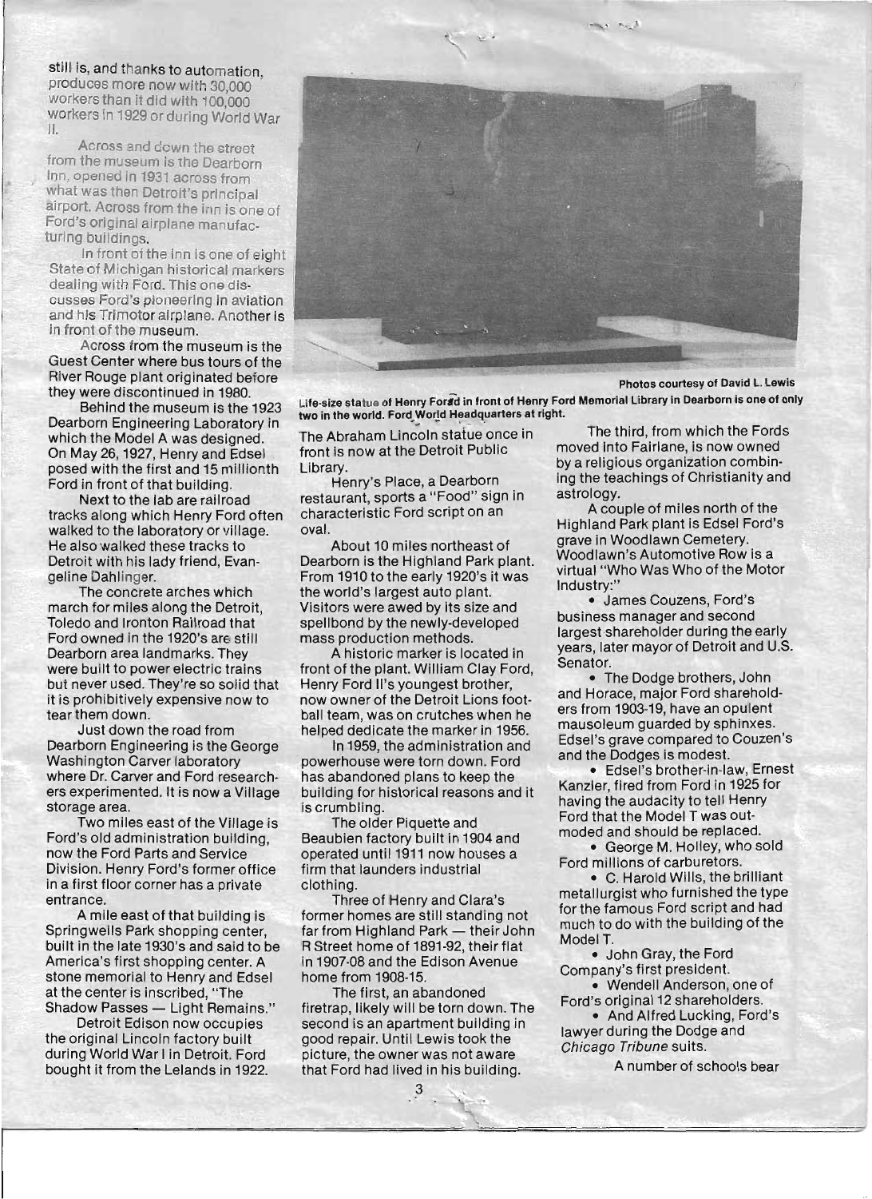still is, and thanks to automation, produces more now with 30,000 workers than it did with 100,000 workers in 1929 or during World War II.

Across and down the street from the museum is the Dearborn Inn, opened in 1931 across from what was then Detroit's principal airport. Across from the inn is one of Ford's original airplane manufacturing buildings.

In front of the inn is one of eight State of Michigan historical markers dealing with Ford. This one discusses Ford's pioneering in aviation and his Trimotor airplane. Another is in front of the museum.

Across from the museum is the Guest Center where bus tours of the River Rouge plant originated before they were discontinued in 1980.

Behind the museum is the 1923 Dearborn Engineering Laboratory in which the Model A was designed. On May 26, 1927, Henry and Edsel posed with the first and 15 millionth Ford in front of that building.

Next to the lab are railroad tracks along which Henry Ford often walked to the laboratory or village. He also walked these tracks to Detroit with his lady friend, Evangeline Dahlinger.

The concrete arches which march for miles along the Detroit, Toledo and Ironton Railroad that Ford owned in the 1920's are still Dearborn area landmarks. They were built to power electric trains but never used. They're so solid that it is prohibitively expensive now to tear them down.

Just down the road from Dearborn Engineering is the George Washington Carver laboratory where Dr. Carver and Ford researchers experimented. It is now a Village storage area.

Two miles east of the Village is Ford's old administration building, now the Ford Parts and Service Division. Henry Ford's former office in a first floor corner has a private entrance.

A mile east of that building is Springwells Park shopping center, built in the late 1930's and said to be America's first shopping center. A stone memorial to Henry and Edsel at the center is inscribed, "The Shadow Passes — Light Remains."

Detroit Edison now occupies the original Lincoln factory built during World War I in Detroit. Ford bought it from the Lelands in 1922.

Photos courtesy of David L. Lewis

**Life-size statue of Henry Ford in front of Henry Ford Memorial Library in Dearborn is one of only two in the world. Ford World Headquarters at right.**

The Abraham Lincoln statue once in front is now at the Detroit Public Library.

Henry's Place, a Dearborn restaurant, sports a "Food" sign in characteristic Ford script on an oval.

About 10 miles northeast of Dearborn is the Highland Park plant. From 1910 to the early 1920's it was the world's largest auto plant. Visitors were awed by its size and spellbond by the newly-developed mass production methods.

A historic marker is located in front of the plant. William Clay Ford, Henry Ford II's youngest brother, now owner of the Detroit Lions football team, was on crutches when he helped dedicate the marker in 1956.

In 1959, the administration and powerhouse were torn down. Ford has abandoned plans to keep the building for historical reasons and it is crumbling.

The older Piquette and Beaubien factory built in 1904 and operated until 1911 now houses a firm that launders industrial clothing.

Three of Henry and Clara's former homes are still standing not far from Highland Park — their John R Street home of 1891-92, their flat in 1907-08 and the Edison Avenue home from 1908-15.

The first, an abandoned firetrap, likely will be torn down. The second is an apartment building in good repair. Until Lewis took the picture, the owner was not aware that Ford had lived in his building.

The third, from which the Fords moved into Fairlane, is now owned by a religious organization combining the teachings of Christianity and astrology.

A couple of miles north of the Highland Park plant is Edsel Ford's grave in Woodlawn Cemetery. Woodlawn's Automotive Row is a virtual "Who Was Who of the Motor Industry:"

- James Couzens, Ford's business manager and second largest shareholder during the early years, later mayor of Detroit and U.S. Senator.
- The Dodge brothers, John and Horace, major Ford shareholders from 1903-19, have an opulent mausoleum guarded by sphinxes. Edsel's grave compared to Couzen's and the Dodges is modest.
- Edsel's brother-in-law, Ernest Kanzler, fired from Ford in 1925 for having the audacity to tell Henry Ford that the Model T was outmoded and should be replaced.
- George M. Holley, who sold Ford millions of carburetors.
- C. Harold Wills, the brilliant metallurgist who furnished the type for the famous Ford script and had much to do with the building of the Model T.
- John Gray, the Ford Company's first president.
- Wendell Anderson, one of Ford's original 12 shareholders.
- And Alfred Lucking, Ford's lawyer during the Dodge and *Chicago Tribune* suits.

A number of schools bear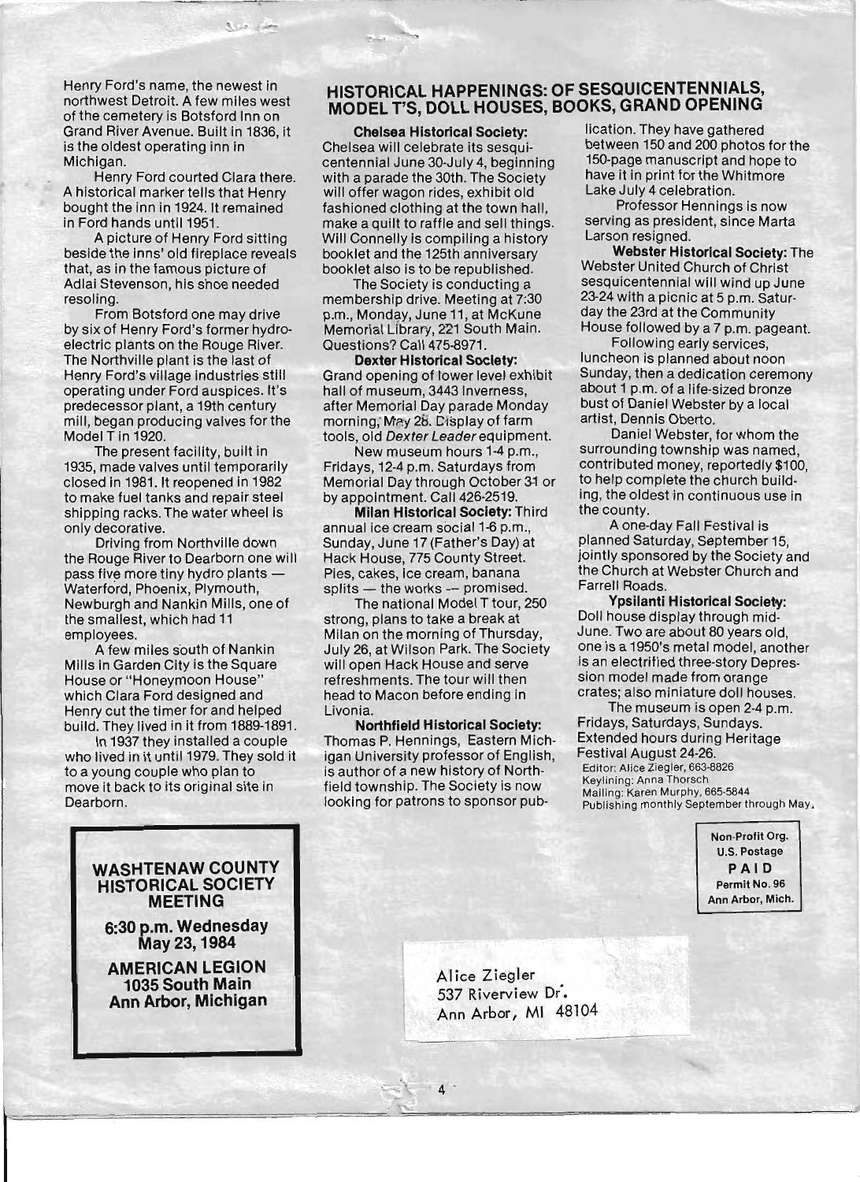Henry Ford's name, the newest in northwest Detroit. A few miles west of the cemetery is Botsford Inn on Grand River Avenue. Built in 1836, it is the oldest operating inn in Michigan.

Henry Ford courted Clara there. A historical marker tells that Henry bought the inn in 1924. It remained in Ford hands until 1951.

A picture of Henry Ford sitting beside the inns' old fireplace reveals that, as in the famous picture of Adlai Stevenson, his shoe needed resoling.

From Botsford one may drive by six of Henry Ford's former hydro-electric plants on the Rouge River. The Northville plant is the last of Henry Ford's village industries still operating under Ford auspices. It's predecessor plant, a 19th century mill, began producing valves for the Model T in 1920.

The present facility, built in 1935, made valves until temporarily closed in 1981. It reopened in 1982 to make fuel tanks and repair steel shipping racks. The water wheel is only decorative.

Driving from Northville down the Rouge River to Dearborn one will pass five more tiny hydro plants — Waterford, Phoenix, Plymouth, Newburgh and Nankin Mills, one of the smallest, which had 11 employees.

A few miles south of Nankin Mills in Garden City is the Square House or "Honeymoon House" which Clara Ford designed and Henry cut the timer for and helped build. They lived in it from 1889-1891.

In 1937 they installed a couple who lived in it until 1979. They sold it to a young couple who plan to move it back to its original site in Dearborn.

**WASHTENAW COUNTY HISTORICAL SOCIETY MEETING**

**6:30 p.m. Wednesday May 23, 1984**

**AMERICAN LEGION 1035 South Main Ann Arbor, Michigan**

## HISTORICAL HAPPENINGS: OF SESQUICENTENNIALS, MODEL T'S, DOLL HOUSES, BOOKS, GRAND OPENING

**Chelsea Historical Society:** Chelsea will celebrate its sesquicentennial June 30-July 4, beginning with a parade the 30th. The Society will offer wagon rides, exhibit old fashioned clothing at the town hall, make a quilt to raffle and sell things. Will Connelly is compiling a history booklet and the 125th anniversary booklet also is to be republished.

The Society is conducting a membership drive. Meeting at 7:30 p.m., Monday, June 11, at McKune Memorial Library, 221 South Main. Questions? Call 475-8971.

**Dexter Historical Society:** Grand opening of lower level exhibit hall of museum, 3443 Inverness, after Memorial Day parade Monday morning, May 28. Display of farm tools, old *Dexter Leader* equipment.

New museum hours 1-4 p.m., Fridays, 12-4 p.m. Saturdays from Memorial Day through October 31 or by appointment. Call 426-2519.

**Milan Historical Society:** Third annual ice cream social 1-6 p.m., Sunday, June 17 (Father's Day) at Hack House, 775 County Street. Pies, cakes, ice cream, banana splits — the works — promised.

The national Model T tour, 250 strong, plans to take a break at Milan on the morning of Thursday, July 26, at Wilson Park. The Society will open Hack House and serve refreshments. The tour will then head to Macon before ending in Livonia.

**Northfield Historical Society:** Thomas P. Hennings, Eastern Michigan University professor of English, is author of a new history of Northfield township. The Society is now looking for patrons to sponsor publication. They have gathered between 150 and 200 photos for the 150-page manuscript and hope to have it in print for the Whitmore Lake July 4 celebration.

Professor Hennings is now serving as president, since Marta Larson resigned.

**Webster Historical Society:** The Webster United Church of Christ sesquicentennial will wind up June 23-24 with a picnic at 5 p.m. Saturday the 23rd at the Community House followed by a 7 p.m. pageant.

Following early services, luncheon is planned about noon Sunday, then a dedication ceremony about 1 p.m. of a life-sized bronze bust of Daniel Webster by a local artist, Dennis Oberto.

Daniel Webster, for whom the surrounding township was named, contributed money, reportedly $100, to help complete the church building, the oldest in continuous use in the county.

A one-day Fall Festival is planned Saturday, September 15, jointly sponsored by the Society and the Church at Webster Church and Farrell Roads.

**Ypsilanti Historical Society:** Doll house display through mid-June. Two are about 80 years old, one is a 1950's metal model, another is an electrified three-story Depression model made from orange crates; also miniature doll houses.

The museum is open 2-4 p.m. Fridays, Saturdays, Sundays. Extended hours during Heritage Festival August 24-26.

Editor: Alice Ziegler, 663-8826
Keylining: Anna Thorsch
Mailing: Karen Murphy, 665-5844
Publishing monthly September through May.

Non-Profit Org.
U.S. Postage
PAID
Permit No. 96
Ann Arbor, Mich.

Alice Ziegler
537 Riverview Dr.
Ann Arbor, MI 48104